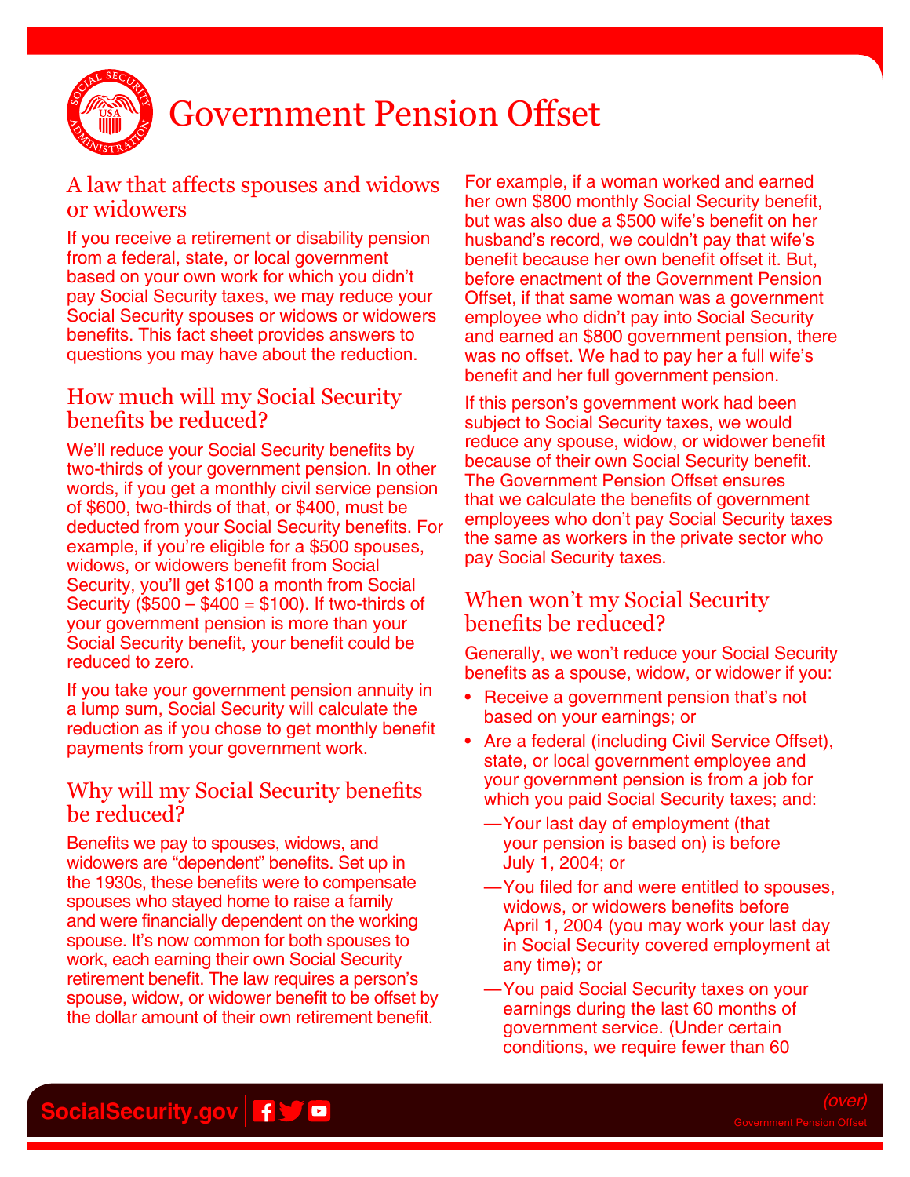# Government Pension Offset

## A law that affects spouses and widows or widowers

If you receive a retirement or disability pension from a federal, state, or local government based on your own work for which you didn't pay Social Security taxes, we may reduce your Social Security spouses or widows or widowers benefits. This fact sheet provides answers to questions you may have about the reduction.

## How much will my Social Security benefits be reduced?

We'll reduce your Social Security benefits by two-thirds of your government pension. In other words, if you get a monthly civil service pension of $600, two-thirds of that, or $400, must be deducted from your Social Security benefits. For example, if you're eligible for a $500 spouses, widows, or widowers benefit from Social Security, you'll get $100 a month from Social Security ($500 – $400 = $100). If two-thirds of your government pension is more than your Social Security benefit, your benefit could be reduced to zero.

If you take your government pension annuity in a lump sum, Social Security will calculate the reduction as if you chose to get monthly benefit payments from your government work.

## Why will my Social Security benefits be reduced?

Benefits we pay to spouses, widows, and widowers are "dependent" benefits. Set up in the 1930s, these benefits were to compensate spouses who stayed home to raise a family and were financially dependent on the working spouse. It's now common for both spouses to work, each earning their own Social Security retirement benefit. The law requires a person's spouse, widow, or widower benefit to be offset by the dollar amount of their own retirement benefit.

For example, if a woman worked and earned her own $800 monthly Social Security benefit, but was also due a $500 wife's benefit on her husband's record, we couldn't pay that wife's benefit because her own benefit offset it. But, before enactment of the Government Pension Offset, if that same woman was a government employee who didn't pay into Social Security and earned an $800 government pension, there was no offset. We had to pay her a full wife's benefit and her full government pension.

If this person's government work had been subject to Social Security taxes, we would reduce any spouse, widow, or widower benefit because of their own Social Security benefit. The Government Pension Offset ensures that we calculate the benefits of government employees who don't pay Social Security taxes the same as workers in the private sector who pay Social Security taxes.

## When won't my Social Security benefits be reduced?

Generally, we won't reduce your Social Security benefits as a spouse, widow, or widower if you:

- Receive a government pension that's not based on your earnings; or
- Are a federal (including Civil Service Offset), state, or local government employee and your government pension is from a job for which you paid Social Security taxes; and:
  - —Your last day of employment (that your pension is based on) is before July 1, 2004; or
  - —You filed for and were entitled to spouses, widows, or widowers benefits before April 1, 2004 (you may work your last day in Social Security covered employment at any time); or
  - —You paid Social Security taxes on your earnings during the last 60 months of government service. (Under certain conditions, we require fewer than 60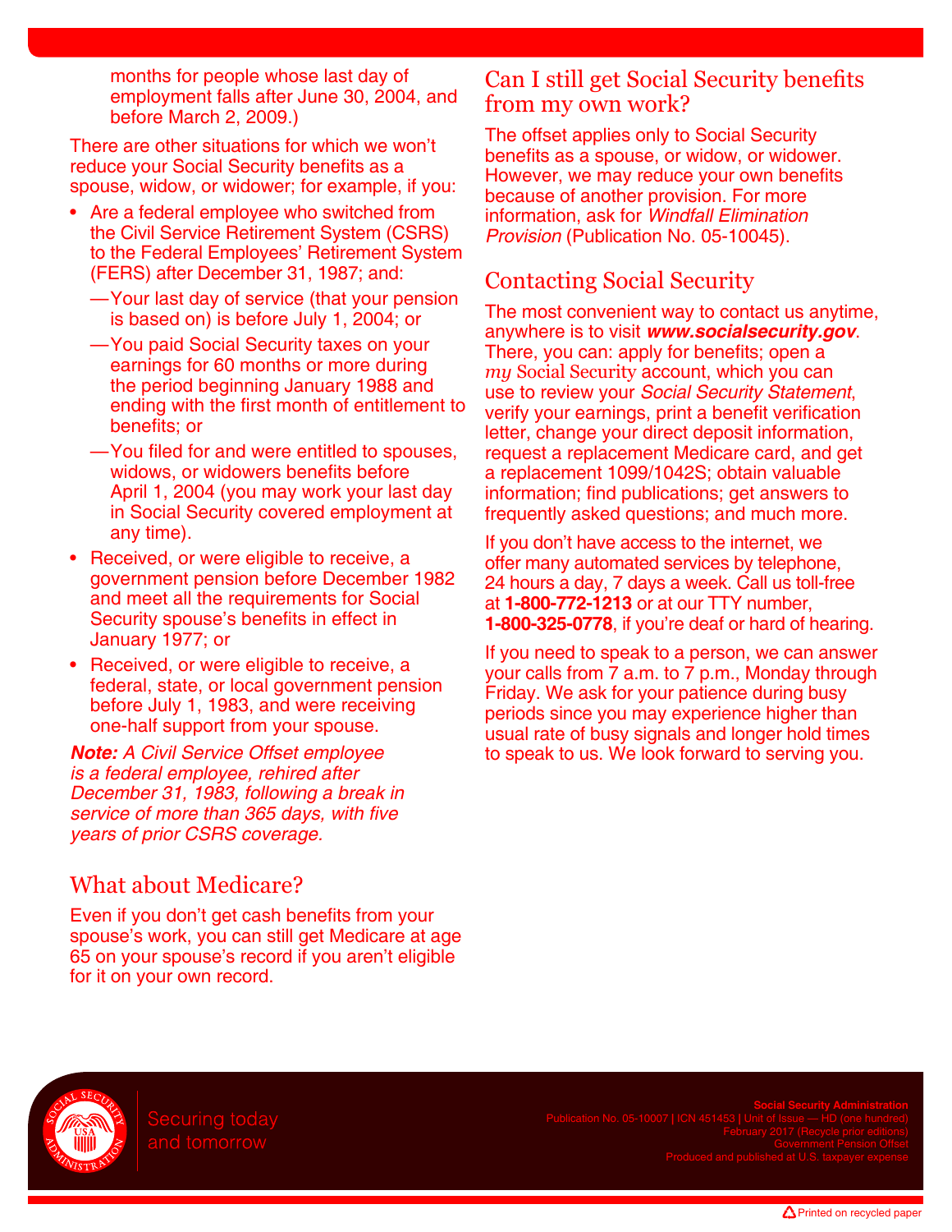months for people whose last day of employment falls after June 30, 2004, and before March 2, 2009.)

There are other situations for which we won't reduce your Social Security benefits as a spouse, widow, or widower; for example, if you:

- Are a federal employee who switched from the Civil Service Retirement System (CSRS) to the Federal Employees' Retirement System (FERS) after December 31, 1987; and:
  - —Your last day of service (that your pension is based on) is before July 1, 2004; or
  - —You paid Social Security taxes on your earnings for 60 months or more during the period beginning January 1988 and ending with the first month of entitlement to benefits; or
  - —You filed for and were entitled to spouses, widows, or widowers benefits before April 1, 2004 (you may work your last day in Social Security covered employment at any time).
- Received, or were eligible to receive, a government pension before December 1982 and meet all the requirements for Social Security spouse's benefits in effect in January 1977; or
- Received, or were eligible to receive, a federal, state, or local government pension before July 1, 1983, and were receiving one-half support from your spouse.

***Note:*** *A Civil Service Offset employee is a federal employee, rehired after December 31, 1983, following a break in service of more than 365 days, with five years of prior CSRS coverage.*

## What about Medicare?

Even if you don't get cash benefits from your spouse's work, you can still get Medicare at age 65 on your spouse's record if you aren't eligible for it on your own record.

## Can I still get Social Security benefits from my own work?

The offset applies only to Social Security benefits as a spouse, or widow, or widower. However, we may reduce your own benefits because of another provision. For more information, ask for *Windfall Elimination Provision* (Publication No. 05-10045).

## Contacting Social Security

The most convenient way to contact us anytime, anywhere is to visit ***www.socialsecurity.gov***. There, you can: apply for benefits; open a *my* Social Security account, which you can use to review your *Social Security Statement*, verify your earnings, print a benefit verification letter, change your direct deposit information, request a replacement Medicare card, and get a replacement 1099/1042S; obtain valuable information; find publications; get answers to frequently asked questions; and much more.

If you don't have access to the internet, we offer many automated services by telephone, 24 hours a day, 7 days a week. Call us toll-free at **1-800-772-1213** or at our TTY number, **1-800-325-0778**, if you're deaf or hard of hearing.

If you need to speak to a person, we can answer your calls from 7 a.m. to 7 p.m., Monday through Friday. We ask for your patience during busy periods since you may experience higher than usual rate of busy signals and longer hold times to speak to us. We look forward to serving you.

Securing today and tomorrow

**Social Security Administration**
Publication No. 05-10007 | ICN 451453 | Unit of Issue — HD (one hundred)
February 2017 (Recycle prior editions)
Government Pension Offset
Produced and published at U.S. taxpayer expense

Printed on recycled paper